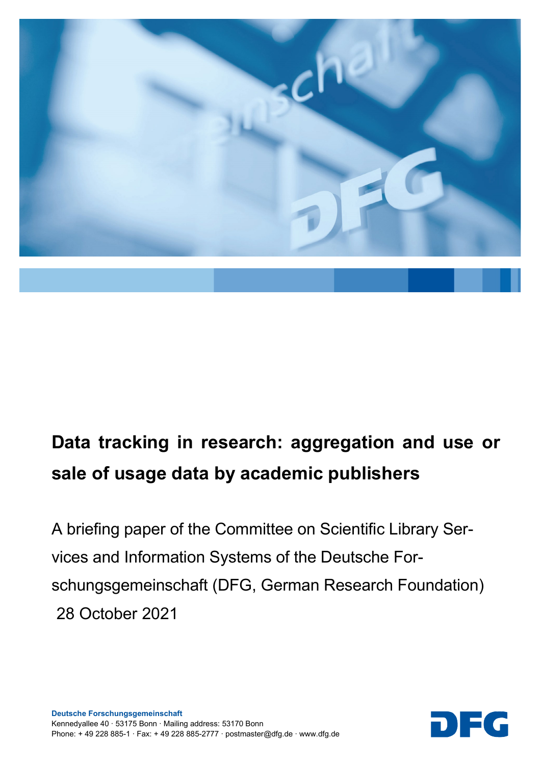# Data tracking in research: aggregation and use or sale of usage data by academic publishers

A briefing paper of the Committee on Scientific Library Services and Information Systems of the Deutsche Forschungsgemeinschaft (DFG, German Research Foundation)

28 October 2021

**Deutsche Forschungsgemeinschaft**
Kennedyallee 40 · 53175 Bonn · Mailing address: 53170 Bonn
Phone: + 49 228 885-1 · Fax: + 49 228 885-2777 · postmaster@dfg.de · www.dfg.de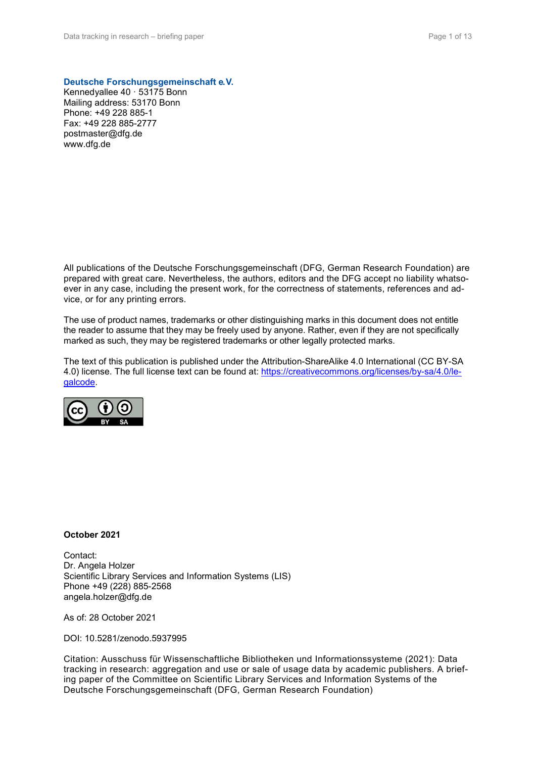**Deutsche Forschungsgemeinschaft e.V.**
Kennedyallee 40 · 53175 Bonn
Mailing address: 53170 Bonn
Phone: +49 228 885-1
Fax: +49 228 885-2777
postmaster@dfg.de
www.dfg.de

All publications of the Deutsche Forschungsgemeinschaft (DFG, German Research Foundation) are prepared with great care. Nevertheless, the authors, editors and the DFG accept no liability whatsoever in any case, including the present work, for the correctness of statements, references and advice, or for any printing errors.

The use of product names, trademarks or other distinguishing marks in this document does not entitle the reader to assume that they may be freely used by anyone. Rather, even if they are not specifically marked as such, they may be registered trademarks or other legally protected marks.

The text of this publication is published under the Attribution-ShareAlike 4.0 International (CC BY-SA 4.0) license. The full license text can be found at: https://creativecommons.org/licenses/by-sa/4.0/legalcode.

**October 2021**

Contact:
Dr. Angela Holzer
Scientific Library Services and Information Systems (LIS)
Phone +49 (228) 885-2568
angela.holzer@dfg.de

As of: 28 October 2021

DOI: 10.5281/zenodo.5937995

Citation: Ausschuss für Wissenschaftliche Bibliotheken und Informationssysteme (2021): Data tracking in research: aggregation and use or sale of usage data by academic publishers. A briefing paper of the Committee on Scientific Library Services and Information Systems of the Deutsche Forschungsgemeinschaft (DFG, German Research Foundation)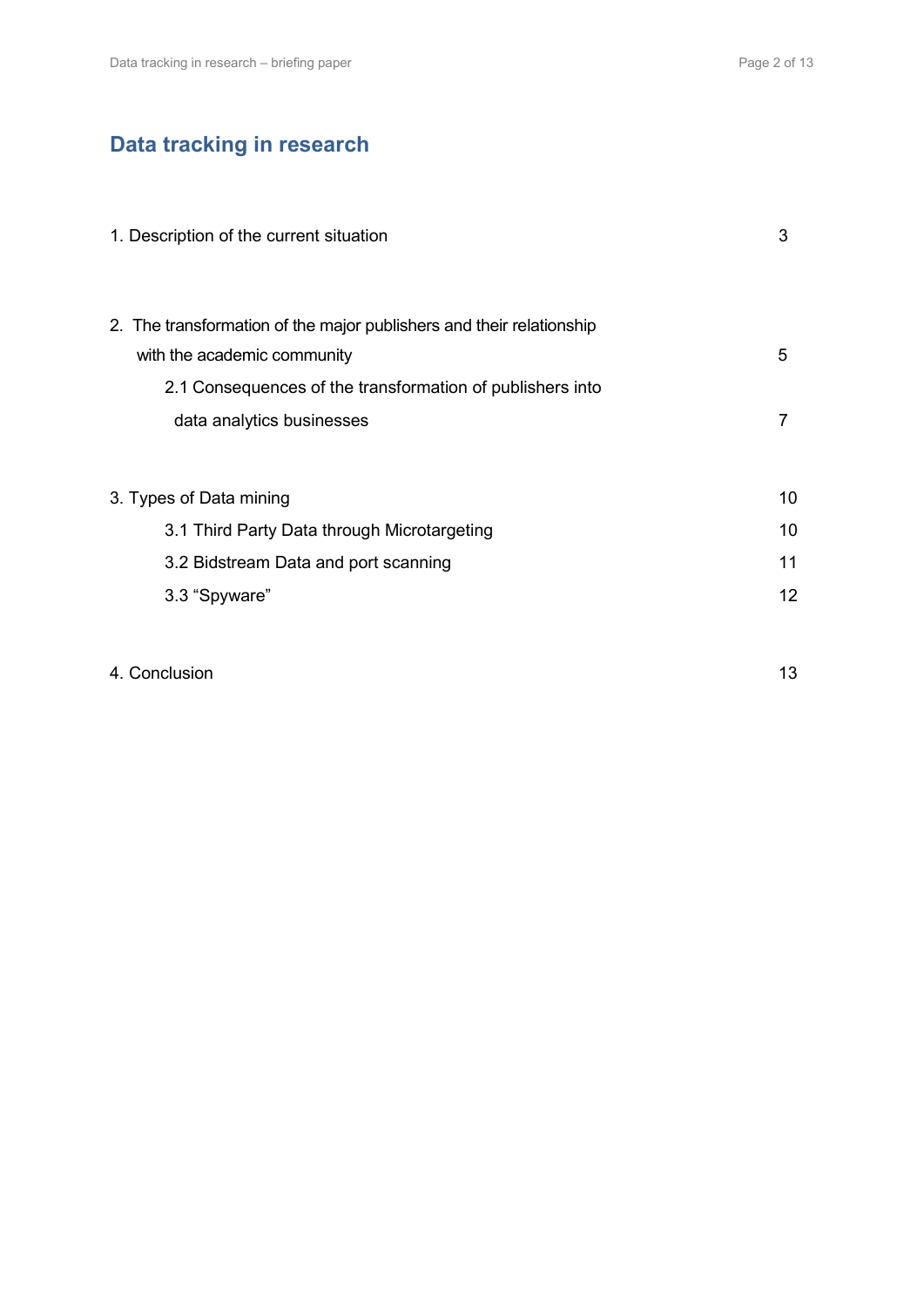# Data tracking in research

| | |
|---|---|
| 1. Description of the current situation | 3 |
| 2. The transformation of the major publishers and their relationship with the academic community | 5 |
| 2.1 Consequences of the transformation of publishers into data analytics businesses | 7 |
| 3. Types of Data mining | 10 |
| 3.1 Third Party Data through Microtargeting | 10 |
| 3.2 Bidstream Data and port scanning | 11 |
| 3.3 “Spyware” | 12 |
| 4. Conclusion | 13 |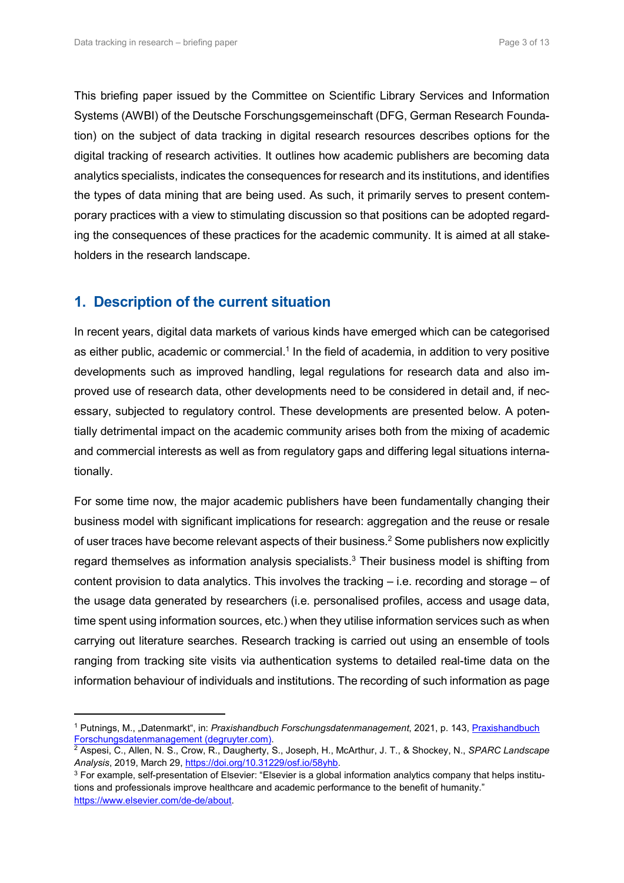This briefing paper issued by the Committee on Scientific Library Services and Information Systems (AWBI) of the Deutsche Forschungsgemeinschaft (DFG, German Research Foundation) on the subject of data tracking in digital research resources describes options for the digital tracking of research activities. It outlines how academic publishers are becoming data analytics specialists, indicates the consequences for research and its institutions, and identifies the types of data mining that are being used. As such, it primarily serves to present contemporary practices with a view to stimulating discussion so that positions can be adopted regarding the consequences of these practices for the academic community. It is aimed at all stakeholders in the research landscape.

## 1. Description of the current situation

In recent years, digital data markets of various kinds have emerged which can be categorised as either public, academic or commercial.[1] In the field of academia, in addition to very positive developments such as improved handling, legal regulations for research data and also improved use of research data, other developments need to be considered in detail and, if necessary, subjected to regulatory control. These developments are presented below. A potentially detrimental impact on the academic community arises both from the mixing of academic and commercial interests as well as from regulatory gaps and differing legal situations internationally.

For some time now, the major academic publishers have been fundamentally changing their business model with significant implications for research: aggregation and the reuse or resale of user traces have become relevant aspects of their business.[2] Some publishers now explicitly regard themselves as information analysis specialists.[3] Their business model is shifting from content provision to data analytics. This involves the tracking – i.e. recording and storage – of the usage data generated by researchers (i.e. personalised profiles, access and usage data, time spent using information sources, etc.) when they utilise information services such as when carrying out literature searches. Research tracking is carried out using an ensemble of tools ranging from tracking site visits via authentication systems to detailed real-time data on the information behaviour of individuals and institutions. The recording of such information as page

---

[1] Putnings, M., „Datenmarkt", in: *Praxishandbuch Forschungsdatenmanagement*, 2021, p. 143, [Praxishandbuch Forschungsdatenmanagement (degruyter.com)](Praxishandbuch Forschungsdatenmanagement (degruyter.com)).

[2] Aspesi, C., Allen, N. S., Crow, R., Daugherty, S., Joseph, H., McArthur, J. T., & Shockey, N., *SPARC Landscape Analysis*, 2019, March 29, https://doi.org/10.31229/osf.io/58yhb.

[3] For example, self-presentation of Elsevier: "Elsevier is a global information analytics company that helps institutions and professionals improve healthcare and academic performance to the benefit of humanity." https://www.elsevier.com/de-de/about.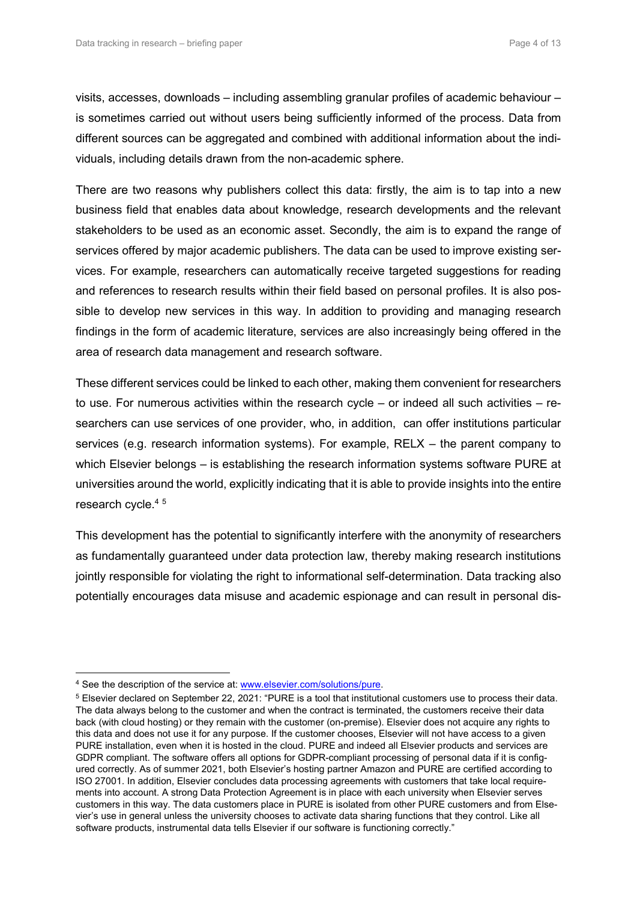visits, accesses, downloads – including assembling granular profiles of academic behaviour – is sometimes carried out without users being sufficiently informed of the process. Data from different sources can be aggregated and combined with additional information about the individuals, including details drawn from the non-academic sphere.

There are two reasons why publishers collect this data: firstly, the aim is to tap into a new business field that enables data about knowledge, research developments and the relevant stakeholders to be used as an economic asset. Secondly, the aim is to expand the range of services offered by major academic publishers. The data can be used to improve existing services. For example, researchers can automatically receive targeted suggestions for reading and references to research results within their field based on personal profiles. It is also possible to develop new services in this way. In addition to providing and managing research findings in the form of academic literature, services are also increasingly being offered in the area of research data management and research software.

These different services could be linked to each other, making them convenient for researchers to use. For numerous activities within the research cycle – or indeed all such activities – researchers can use services of one provider, who, in addition, can offer institutions particular services (e.g. research information systems). For example, RELX – the parent company to which Elsevier belongs – is establishing the research information systems software PURE at universities around the world, explicitly indicating that it is able to provide insights into the entire research cycle.[4] [5]

This development has the potential to significantly interfere with the anonymity of researchers as fundamentally guaranteed under data protection law, thereby making research institutions jointly responsible for violating the right to informational self-determination. Data tracking also potentially encourages data misuse and academic espionage and can result in personal dis-

---

[4] See the description of the service at: www.elsevier.com/solutions/pure.

[5] Elsevier declared on September 22, 2021: "PURE is a tool that institutional customers use to process their data. The data always belong to the customer and when the contract is terminated, the customers receive their data back (with cloud hosting) or they remain with the customer (on-premise). Elsevier does not acquire any rights to this data and does not use it for any purpose. If the customer chooses, Elsevier will not have access to a given PURE installation, even when it is hosted in the cloud. PURE and indeed all Elsevier products and services are GDPR compliant. The software offers all options for GDPR-compliant processing of personal data if it is configured correctly. As of summer 2021, both Elsevier's hosting partner Amazon and PURE are certified according to ISO 27001. In addition, Elsevier concludes data processing agreements with customers that take local requirements into account. A strong Data Protection Agreement is in place with each university when Elsevier serves customers in this way. The data customers place in PURE is isolated from other PURE customers and from Elsevier's use in general unless the university chooses to activate data sharing functions that they control. Like all software products, instrumental data tells Elsevier if our software is functioning correctly."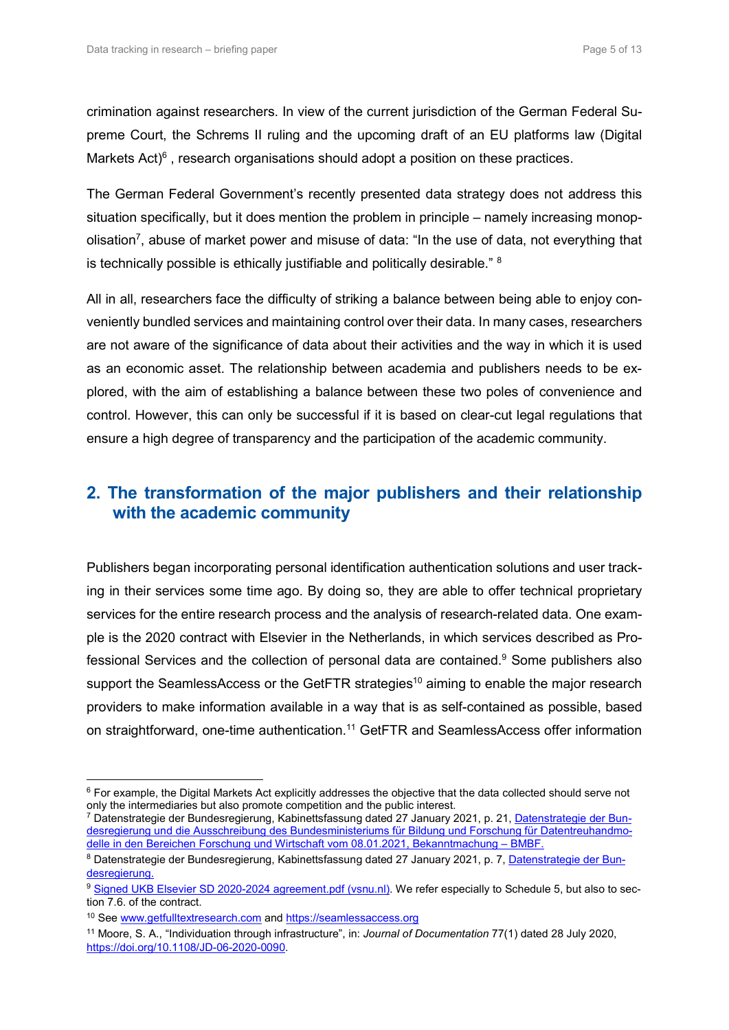crimination against researchers. In view of the current jurisdiction of the German Federal Supreme Court, the Schrems II ruling and the upcoming draft of an EU platforms law (Digital Markets Act)[6] , research organisations should adopt a position on these practices.

The German Federal Government's recently presented data strategy does not address this situation specifically, but it does mention the problem in principle – namely increasing monopolisation[7], abuse of market power and misuse of data: "In the use of data, not everything that is technically possible is ethically justifiable and politically desirable." [8]

All in all, researchers face the difficulty of striking a balance between being able to enjoy conveniently bundled services and maintaining control over their data. In many cases, researchers are not aware of the significance of data about their activities and the way in which it is used as an economic asset. The relationship between academia and publishers needs to be explored, with the aim of establishing a balance between these two poles of convenience and control. However, this can only be successful if it is based on clear-cut legal regulations that ensure a high degree of transparency and the participation of the academic community.

## 2. The transformation of the major publishers and their relationship with the academic community

Publishers began incorporating personal identification authentication solutions and user tracking in their services some time ago. By doing so, they are able to offer technical proprietary services for the entire research process and the analysis of research-related data. One example is the 2020 contract with Elsevier in the Netherlands, in which services described as Professional Services and the collection of personal data are contained.[9] Some publishers also support the SeamlessAccess or the GetFTR strategies[10] aiming to enable the major research providers to make information available in a way that is as self-contained as possible, based on straightforward, one-time authentication.[11] GetFTR and SeamlessAccess offer information

---

[6] For example, the Digital Markets Act explicitly addresses the objective that the data collected should serve not only the intermediaries but also promote competition and the public interest.

[7] Datenstrategie der Bundesregierung, Kabinettsfassung dated 27 January 2021, p. 21, Datenstrategie der Bundesregierung und die Ausschreibung des Bundesministeriums für Bildung und Forschung für Datentreuhandmodelle in den Bereichen Forschung und Wirtschaft vom 08.01.2021, Bekanntmachung – BMBF.

[8] Datenstrategie der Bundesregierung, Kabinettsfassung dated 27 January 2021, p. 7, Datenstrategie der Bundesregierung.

[9] Signed UKB Elsevier SD 2020-2024 agreement.pdf (vsnu.nl). We refer especially to Schedule 5, but also to section 7.6. of the contract.

[10] See www.getfulltextresearch.com and https://seamlessaccess.org

[11] Moore, S. A., "Individuation through infrastructure", in: *Journal of Documentation* 77(1) dated 28 July 2020, https://doi.org/10.1108/JD-06-2020-0090.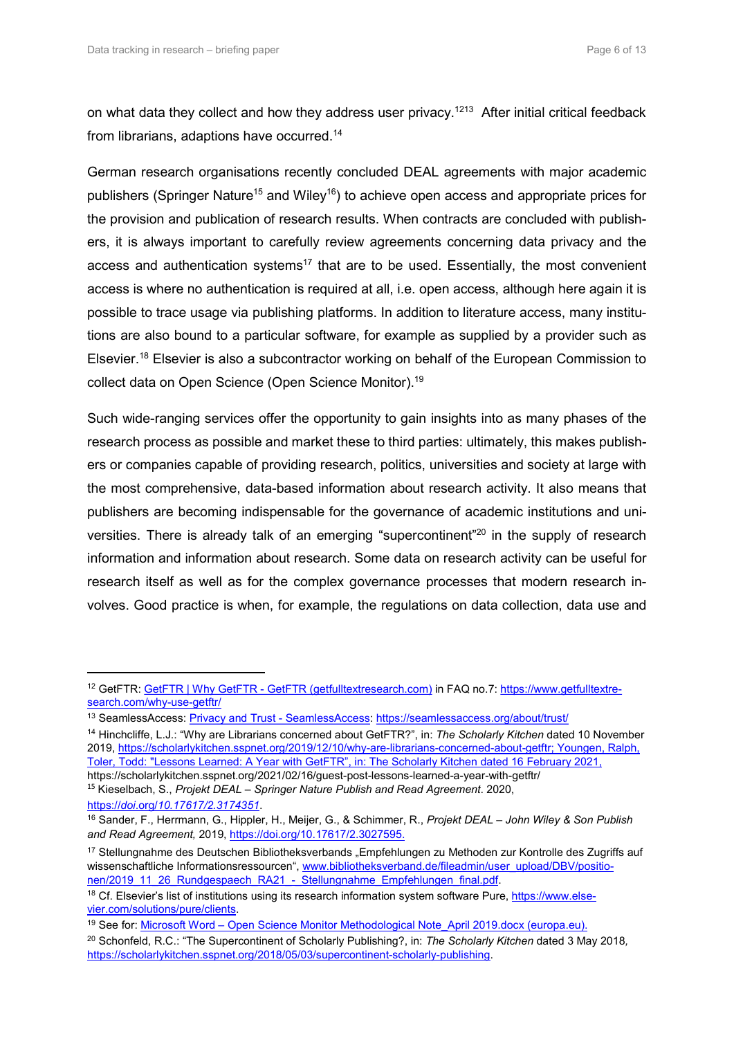on what data they collect and how they address user privacy.[12][13] After initial critical feedback from librarians, adaptions have occurred.[14]

German research organisations recently concluded DEAL agreements with major academic publishers (Springer Nature[15] and Wiley[16]) to achieve open access and appropriate prices for the provision and publication of research results. When contracts are concluded with publishers, it is always important to carefully review agreements concerning data privacy and the access and authentication systems[17] that are to be used. Essentially, the most convenient access is where no authentication is required at all, i.e. open access, although here again it is possible to trace usage via publishing platforms. In addition to literature access, many institutions are also bound to a particular software, for example as supplied by a provider such as Elsevier.[18] Elsevier is also a subcontractor working on behalf of the European Commission to collect data on Open Science (Open Science Monitor).[19]

Such wide-ranging services offer the opportunity to gain insights into as many phases of the research process as possible and market these to third parties: ultimately, this makes publishers or companies capable of providing research, politics, universities and society at large with the most comprehensive, data-based information about research activity. It also means that publishers are becoming indispensable for the governance of academic institutions and universities. There is already talk of an emerging "supercontinent"[20] in the supply of research information and information about research. Some data on research activity can be useful for research itself as well as for the complex governance processes that modern research involves. Good practice is when, for example, the regulations on data collection, data use and

---

[12] GetFTR: GetFTR | Why GetFTR - GetFTR (getfulltextresearch.com) in FAQ no.7: https://www.getfulltextresearch.com/why-use-getftr/

[13] SeamlessAccess: Privacy and Trust - SeamlessAccess: https://seamlessaccess.org/about/trust/

[14] Hinchcliffe, L.J.: "Why are Librarians concerned about GetFTR?", in: *The Scholarly Kitchen* dated 10 November 2019, https://scholarlykitchen.sspnet.org/2019/12/10/why-are-librarians-concerned-about-getftr; Youngen, Ralph, Toler, Todd: "Lessons Learned: A Year with GetFTR", in: The Scholarly Kitchen dated 16 February 2021, https://scholarlykitchen.sspnet.org/2021/02/16/guest-post-lessons-learned-a-year-with-getftr/

[15] Kieselbach, S., *Projekt DEAL – Springer Nature Publish and Read Agreement*. 2020, *https://doi.org/10.17617/2.3174351*.

[16] Sander, F., Herrmann, G., Hippler, H., Meijer, G., & Schimmer, R., *Projekt DEAL – John Wiley & Son Publish and Read Agreement,* 2019, https://doi.org/10.17617/2.3027595.

[17] Stellungnahme des Deutschen Bibliotheksverbands „Empfehlungen zu Methoden zur Kontrolle des Zugriffs auf wissenschaftliche Informationsressourcen", www.bibliotheksverband.de/fileadmin/user_upload/DBV/positionen/2019_11_26_Rundgespaech_RA21_-_Stellungnahme_Empfehlungen_final.pdf.

[18] Cf. Elsevier's list of institutions using its research information system software Pure, https://www.elsevier.com/solutions/pure/clients.

[19] See for: Microsoft Word – Open Science Monitor Methodological Note_April 2019.docx (europa.eu).

[20] Schonfeld, R.C.: "The Supercontinent of Scholarly Publishing?, in: *The Scholarly Kitchen* dated 3 May 2018, https://scholarlykitchen.sspnet.org/2018/05/03/supercontinent-scholarly-publishing.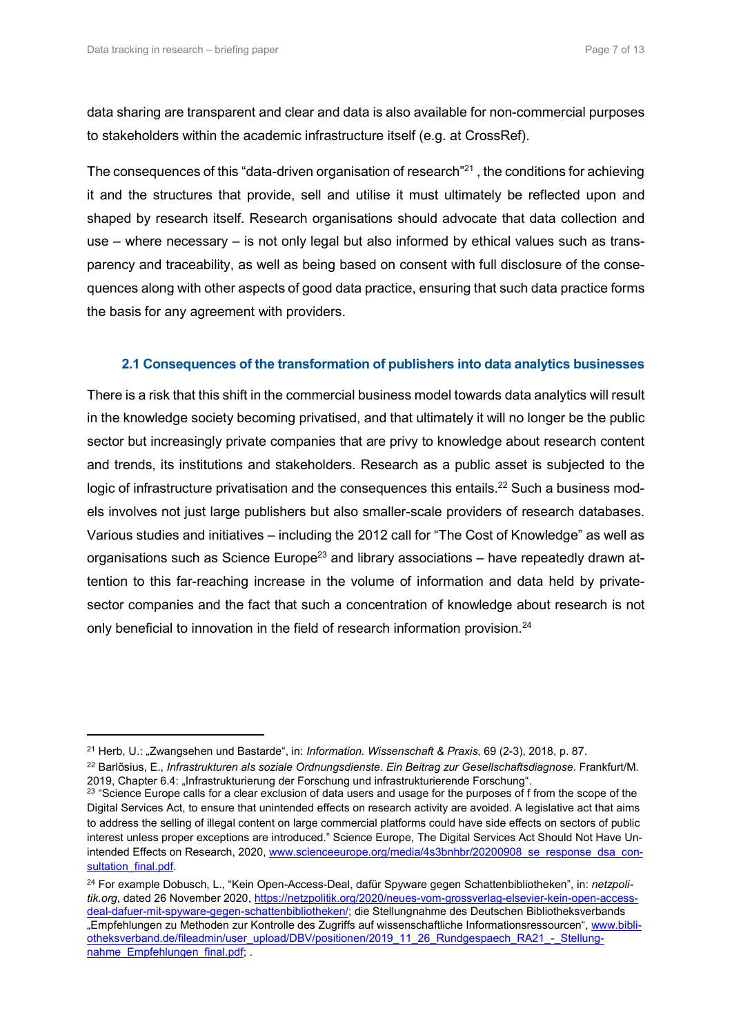data sharing are transparent and clear and data is also available for non-commercial purposes to stakeholders within the academic infrastructure itself (e.g. at CrossRef).

The consequences of this "data-driven organisation of research"[21] , the conditions for achieving it and the structures that provide, sell and utilise it must ultimately be reflected upon and shaped by research itself. Research organisations should advocate that data collection and use – where necessary – is not only legal but also informed by ethical values such as transparency and traceability, as well as being based on consent with full disclosure of the consequences along with other aspects of good data practice, ensuring that such data practice forms the basis for any agreement with providers.

### 2.1 Consequences of the transformation of publishers into data analytics businesses

There is a risk that this shift in the commercial business model towards data analytics will result in the knowledge society becoming privatised, and that ultimately it will no longer be the public sector but increasingly private companies that are privy to knowledge about research content and trends, its institutions and stakeholders. Research as a public asset is subjected to the logic of infrastructure privatisation and the consequences this entails.[22] Such a business models involves not just large publishers but also smaller-scale providers of research databases. Various studies and initiatives – including the 2012 call for "The Cost of Knowledge" as well as organisations such as Science Europe[23] and library associations – have repeatedly drawn attention to this far-reaching increase in the volume of information and data held by private-sector companies and the fact that such a concentration of knowledge about research is not only beneficial to innovation in the field of research information provision.[24]

---

[21] Herb, U.: „Zwangsehen und Bastarde", in: *Information. Wissenschaft & Praxis*, 69 (2-3), 2018, p. 87.

[22] Barlösius, E., *Infrastrukturen als soziale Ordnungsdienste. Ein Beitrag zur Gesellschaftsdiagnose*. Frankfurt/M. 2019, Chapter 6.4: „Infrastrukturierung der Forschung und infrastrukturierende Forschung".

[23] "Science Europe calls for a clear exclusion of data users and usage for the purposes of f from the scope of the Digital Services Act, to ensure that unintended effects on research activity are avoided. A legislative act that aims to address the selling of illegal content on large commercial platforms could have side effects on sectors of public interest unless proper exceptions are introduced." Science Europe, The Digital Services Act Should Not Have Unintended Effects on Research, 2020, www.scienceeurope.org/media/4s3bnhbr/20200908_se_response_dsa_consultation_final.pdf.

[24] For example Dobusch, L., "Kein Open-Access-Deal, dafür Spyware gegen Schattenbibliotheken", in: *netzpolitik.org*, dated 26 November 2020, https://netzpolitik.org/2020/neues-vom-grossverlag-elsevier-kein-open-access-deal-dafuer-mit-spyware-gegen-schattenbibliotheken/; die Stellungnahme des Deutschen Bibliotheksverbands „Empfehlungen zu Methoden zur Kontrolle des Zugriffs auf wissenschaftliche Informationsressourcen", www.bibliotheksverband.de/fileadmin/user_upload/DBV/positionen/2019_11_26_Rundgespaech_RA21_-_Stellungnahme_Empfehlungen_final.pdf; .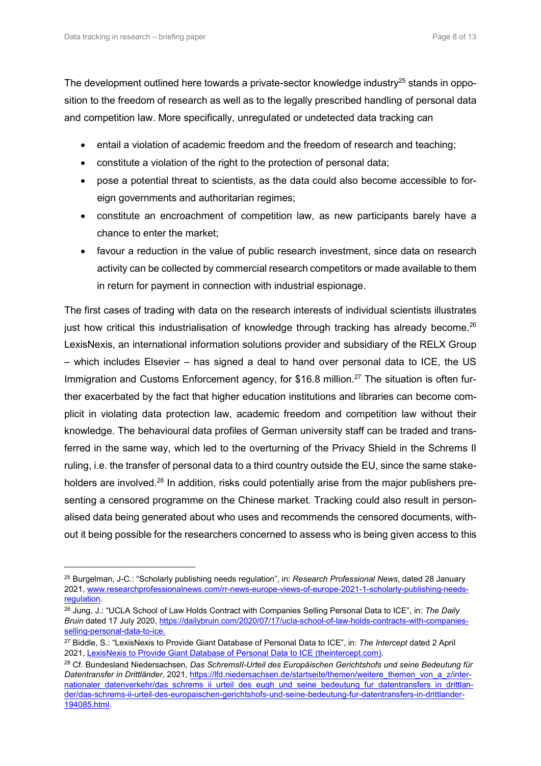The development outlined here towards a private-sector knowledge industry[25] stands in opposition to the freedom of research as well as to the legally prescribed handling of personal data and competition law. More specifically, unregulated or undetected data tracking can

- entail a violation of academic freedom and the freedom of research and teaching;
- constitute a violation of the right to the protection of personal data;
- pose a potential threat to scientists, as the data could also become accessible to foreign governments and authoritarian regimes;
- constitute an encroachment of competition law, as new participants barely have a chance to enter the market;
- favour a reduction in the value of public research investment, since data on research activity can be collected by commercial research competitors or made available to them in return for payment in connection with industrial espionage.

The first cases of trading with data on the research interests of individual scientists illustrates just how critical this industrialisation of knowledge through tracking has already become.[26] LexisNexis, an international information solutions provider and subsidiary of the RELX Group – which includes Elsevier – has signed a deal to hand over personal data to ICE, the US Immigration and Customs Enforcement agency, for $16.8 million.[27] The situation is often further exacerbated by the fact that higher education institutions and libraries can become complicit in violating data protection law, academic freedom and competition law without their knowledge. The behavioural data profiles of German university staff can be traded and transferred in the same way, which led to the overturning of the Privacy Shield in the Schrems II ruling, i.e. the transfer of personal data to a third country outside the EU, since the same stakeholders are involved.[28] In addition, risks could potentially arise from the major publishers presenting a censored programme on the Chinese market. Tracking could also result in personalised data being generated about who uses and recommends the censored documents, without it being possible for the researchers concerned to assess who is being given access to this

---

[25] Burgelman, J-C.: "Scholarly publishing needs regulation", in: *Research Professional News*, dated 28 January 2021, www.researchprofessionalnews.com/rr-news-europe-views-of-europe-2021-1-scholarly-publishing-needs-regulation.

[26] Jung, J.: "UCLA School of Law Holds Contract with Companies Selling Personal Data to ICE", in: *The Daily Bruin* dated 17 July 2020, https://dailybruin.com/2020/07/17/ucla-school-of-law-holds-contracts-with-companies-selling-personal-data-to-ice.

[27] Biddle, S.: "LexisNexis to Provide Giant Database of Personal Data to ICE", in: *The Intercept* dated 2 April 2021, LexisNexis to Provide Giant Database of Personal Data to ICE (theintercept.com).

[28] Cf. Bundesland Niedersachsen, *Das SchremsII-Urteil des Europäischen Gerichtshofs und seine Bedeutung für Datentransfer in Drittländer*, 2021, https://lfd.niedersachsen.de/startseite/themen/weitere_themen_von_a_z/internationaler_datenverkehr/das_schrems_ii_urteil_des_eugh_und_seine_bedeutung_fur_datentransfers_in_drittlander/das-schrems-ii-urteil-des-europaischen-gerichtshofs-und-seine-bedeutung-fur-datentransfers-in-drittlander-194085.html.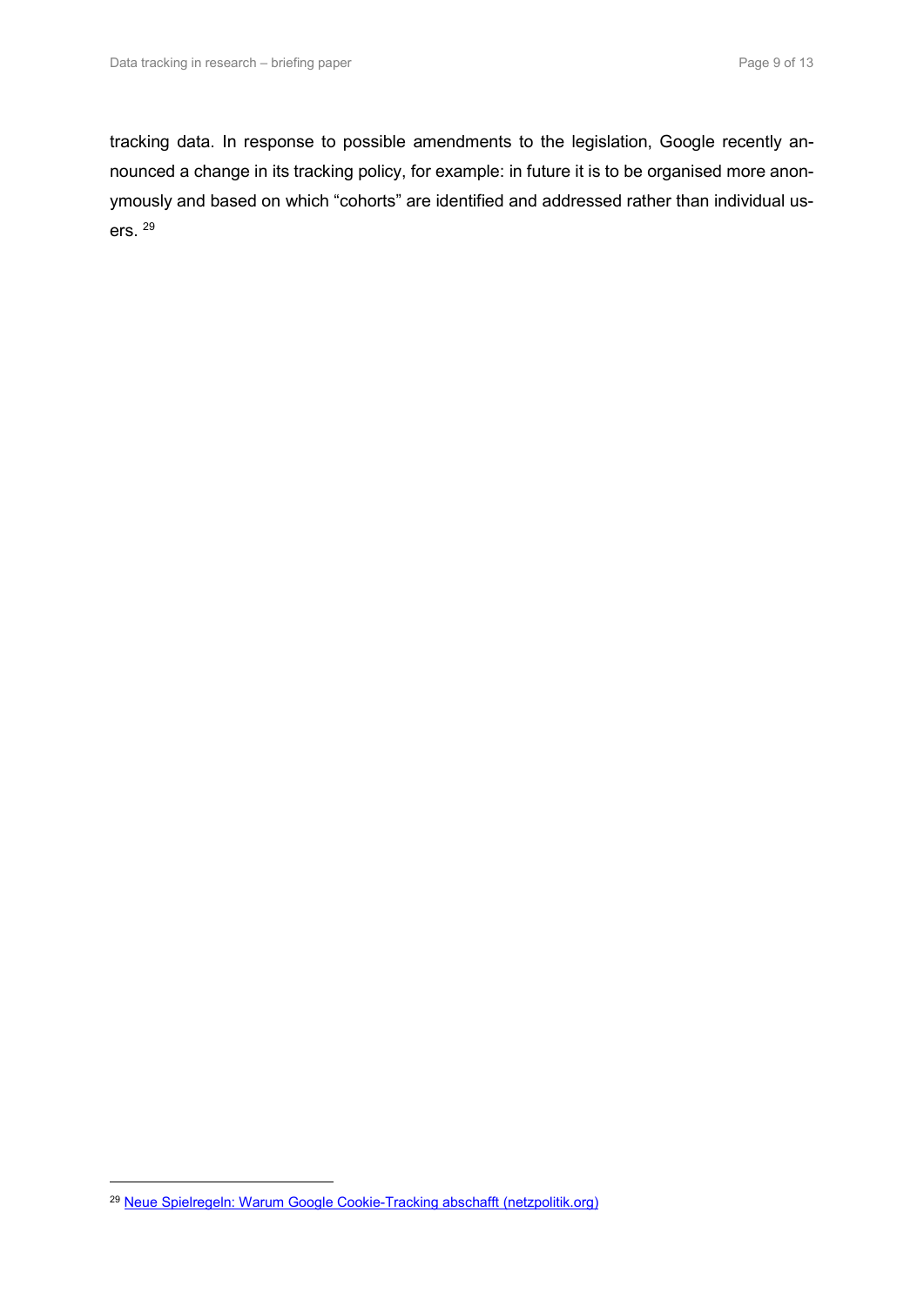tracking data. In response to possible amendments to the legislation, Google recently announced a change in its tracking policy, for example: in future it is to be organised more anonymously and based on which “cohorts” are identified and addressed rather than individual users. [29]

[29] Neue Spielregeln: Warum Google Cookie-Tracking abschafft (netzpolitik.org)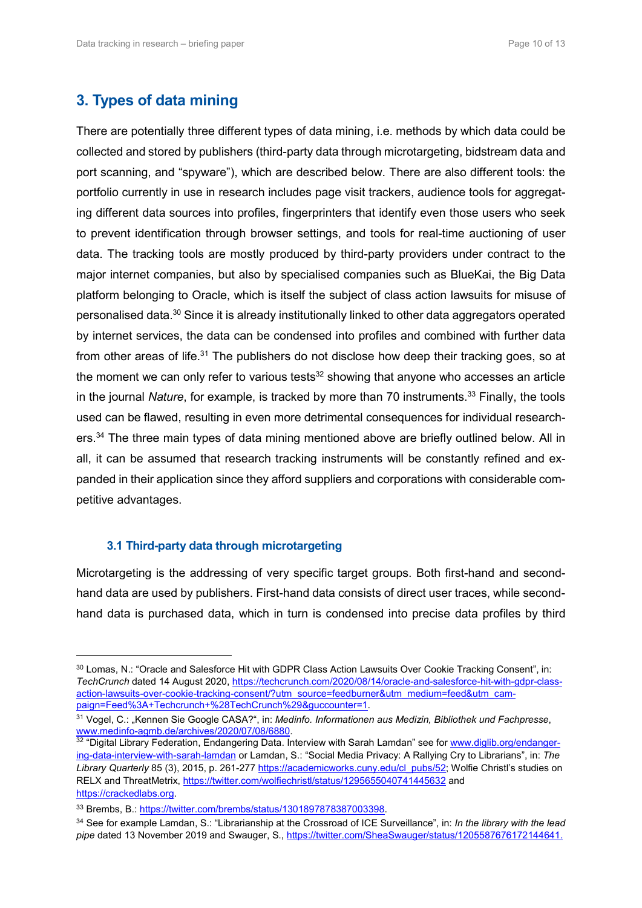## 3. Types of data mining

There are potentially three different types of data mining, i.e. methods by which data could be collected and stored by publishers (third-party data through microtargeting, bidstream data and port scanning, and "spyware"), which are described below. There are also different tools: the portfolio currently in use in research includes page visit trackers, audience tools for aggregating different data sources into profiles, fingerprinters that identify even those users who seek to prevent identification through browser settings, and tools for real-time auctioning of user data. The tracking tools are mostly produced by third-party providers under contract to the major internet companies, but also by specialised companies such as BlueKai, the Big Data platform belonging to Oracle, which is itself the subject of class action lawsuits for misuse of personalised data.[30] Since it is already institutionally linked to other data aggregators operated by internet services, the data can be condensed into profiles and combined with further data from other areas of life.[31] The publishers do not disclose how deep their tracking goes, so at the moment we can only refer to various tests[32] showing that anyone who accesses an article in the journal *Nature*, for example, is tracked by more than 70 instruments.[33] Finally, the tools used can be flawed, resulting in even more detrimental consequences for individual researchers.[34] The three main types of data mining mentioned above are briefly outlined below. All in all, it can be assumed that research tracking instruments will be constantly refined and expanded in their application since they afford suppliers and corporations with considerable competitive advantages.

### 3.1 Third-party data through microtargeting

Microtargeting is the addressing of very specific target groups. Both first-hand and second-hand data are used by publishers. First-hand data consists of direct user traces, while second-hand data is purchased data, which in turn is condensed into precise data profiles by third

---

[30] Lomas, N.: "Oracle and Salesforce Hit with GDPR Class Action Lawsuits Over Cookie Tracking Consent", in: *TechCrunch* dated 14 August 2020, https://techcrunch.com/2020/08/14/oracle-and-salesforce-hit-with-gdpr-class-action-lawsuits-over-cookie-tracking-consent/?utm_source=feedburner&utm_medium=feed&utm_campaign=Feed%3A+Techcrunch+%28TechCrunch%29&guccounter=1.

[31] Vogel, C.: „Kennen Sie Google CASA?", in: *Medinfo. Informationen aus Medizin, Bibliothek und Fachpresse*, www.medinfo-agmb.de/archives/2020/07/08/6880.

[32] "Digital Library Federation, Endangering Data. Interview with Sarah Lamdan" see for www.diglib.org/endangering-data-interview-with-sarah-lamdan or Lamdan, S.: "Social Media Privacy: A Rallying Cry to Librarians", in: *The Library Quarterly* 85 (3), 2015, p. 261-277 https://academicworks.cuny.edu/cl_pubs/52; Wolfie Christl's studies on RELX and ThreatMetrix, https://twitter.com/wolfiechristl/status/1295655040741445632 and https://crackedlabs.org.

[33] Brembs, B.: https://twitter.com/brembs/status/1301897878387003398.

[34] See for example Lamdan, S.: "Librarianship at the Crossroad of ICE Surveillance", in: *In the library with the lead pipe* dated 13 November 2019 and Swauger, S., https://twitter.com/SheaSwauger/status/1205587676172144641.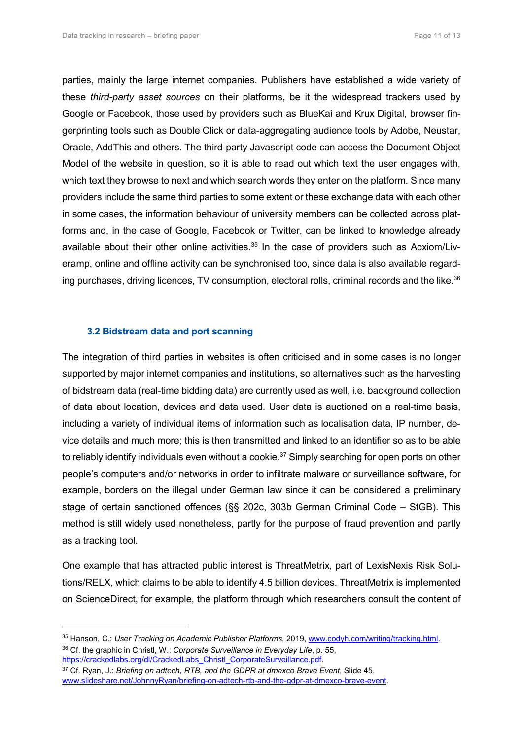parties, mainly the large internet companies. Publishers have established a wide variety of these *third-party asset sources* on their platforms, be it the widespread trackers used by Google or Facebook, those used by providers such as BlueKai and Krux Digital, browser fingerprinting tools such as Double Click or data-aggregating audience tools by Adobe, Neustar, Oracle, AddThis and others. The third-party Javascript code can access the Document Object Model of the website in question, so it is able to read out which text the user engages with, which text they browse to next and which search words they enter on the platform. Since many providers include the same third parties to some extent or these exchange data with each other in some cases, the information behaviour of university members can be collected across platforms and, in the case of Google, Facebook or Twitter, can be linked to knowledge already available about their other online activities.[35] In the case of providers such as Acxiom/Liveramp, online and offline activity can be synchronised too, since data is also available regarding purchases, driving licences, TV consumption, electoral rolls, criminal records and the like.[36]

### 3.2 Bidstream data and port scanning

The integration of third parties in websites is often criticised and in some cases is no longer supported by major internet companies and institutions, so alternatives such as the harvesting of bidstream data (real-time bidding data) are currently used as well, i.e. background collection of data about location, devices and data used. User data is auctioned on a real-time basis, including a variety of individual items of information such as localisation data, IP number, device details and much more; this is then transmitted and linked to an identifier so as to be able to reliably identify individuals even without a cookie.[37] Simply searching for open ports on other people's computers and/or networks in order to infiltrate malware or surveillance software, for example, borders on the illegal under German law since it can be considered a preliminary stage of certain sanctioned offences (§§ 202c, 303b German Criminal Code – StGB). This method is still widely used nonetheless, partly for the purpose of fraud prevention and partly as a tracking tool.

One example that has attracted public interest is ThreatMetrix, part of LexisNexis Risk Solutions/RELX, which claims to be able to identify 4.5 billion devices. ThreatMetrix is implemented on ScienceDirect, for example, the platform through which researchers consult the content of

---

[35] Hanson, C.: *User Tracking on Academic Publisher Platforms*, 2019, www.codyh.com/writing/tracking.html.

[36] Cf. the graphic in Christl, W.: *Corporate Surveillance in Everyday Life*, p. 55, https://crackedlabs.org/dl/CrackedLabs_Christl_CorporateSurveillance.pdf.

[37] Cf. Ryan, J.: *Briefing on adtech, RTB, and the GDPR at dmexco Brave Event*, Slide 45, www.slideshare.net/JohnnyRyan/briefing-on-adtech-rtb-and-the-gdpr-at-dmexco-brave-event.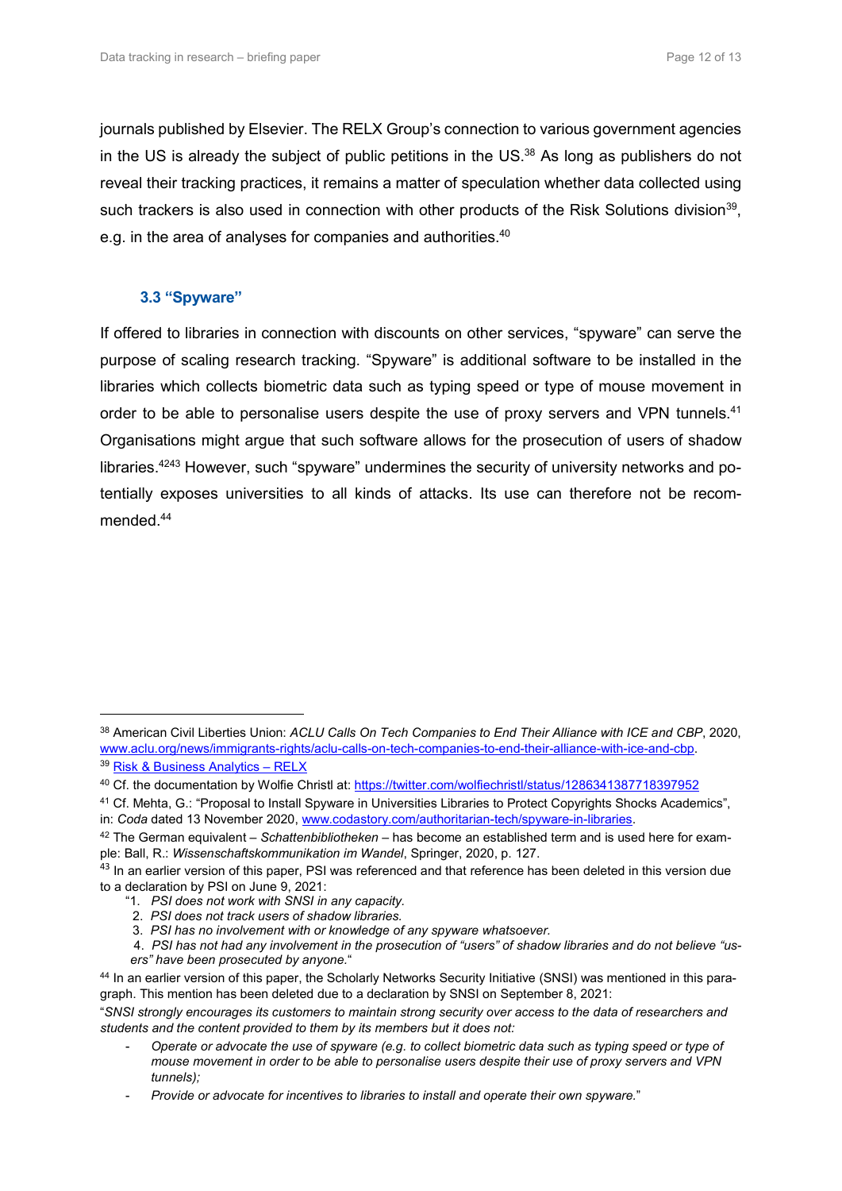journals published by Elsevier. The RELX Group's connection to various government agencies in the US is already the subject of public petitions in the US.[38] As long as publishers do not reveal their tracking practices, it remains a matter of speculation whether data collected using such trackers is also used in connection with other products of the Risk Solutions division[39], e.g. in the area of analyses for companies and authorities.[40]

### 3.3 "Spyware"

If offered to libraries in connection with discounts on other services, "spyware" can serve the purpose of scaling research tracking. "Spyware" is additional software to be installed in the libraries which collects biometric data such as typing speed or type of mouse movement in order to be able to personalise users despite the use of proxy servers and VPN tunnels.[41] Organisations might argue that such software allows for the prosecution of users of shadow libraries.[42][43] However, such "spyware" undermines the security of university networks and potentially exposes universities to all kinds of attacks. Its use can therefore not be recommended.[44]

---

[38] American Civil Liberties Union: *ACLU Calls On Tech Companies to End Their Alliance with ICE and CBP*, 2020, www.aclu.org/news/immigrants-rights/aclu-calls-on-tech-companies-to-end-their-alliance-with-ice-and-cbp.

[39] Risk & Business Analytics – RELX

[40] Cf. the documentation by Wolfie Christl at: https://twitter.com/wolfiechristl/status/1286341387718397952

[41] Cf. Mehta, G.: "Proposal to Install Spyware in Universities Libraries to Protect Copyrights Shocks Academics", in: *Coda* dated 13 November 2020, www.codastory.com/authoritarian-tech/spyware-in-libraries.

[42] The German equivalent – *Schattenbibliotheken* – has become an established term and is used here for example: Ball, R.: *Wissenschaftskommunikation im Wandel*, Springer, 2020, p. 127.

[43] In an earlier version of this paper, PSI was referenced and that reference has been deleted in this version due to a declaration by PSI on June 9, 2021:

"1. *PSI does not work with SNSI in any capacity.*
2. *PSI does not track users of shadow libraries.*
3. *PSI has no involvement with or knowledge of any spyware whatsoever.*
4. *PSI has not had any involvement in the prosecution of "users" of shadow libraries and do not believe "users" have been prosecuted by anyone.*"

[44] In an earlier version of this paper, the Scholarly Networks Security Initiative (SNSI) was mentioned in this paragraph. This mention has been deleted due to a declaration by SNSI on September 8, 2021:

"*SNSI strongly encourages its customers to maintain strong security over access to the data of researchers and students and the content provided to them by its members but it does not:*

- *Operate or advocate the use of spyware (e.g. to collect biometric data such as typing speed or type of mouse movement in order to be able to personalise users despite their use of proxy servers and VPN tunnels);*
- *Provide or advocate for incentives to libraries to install and operate their own spyware.*"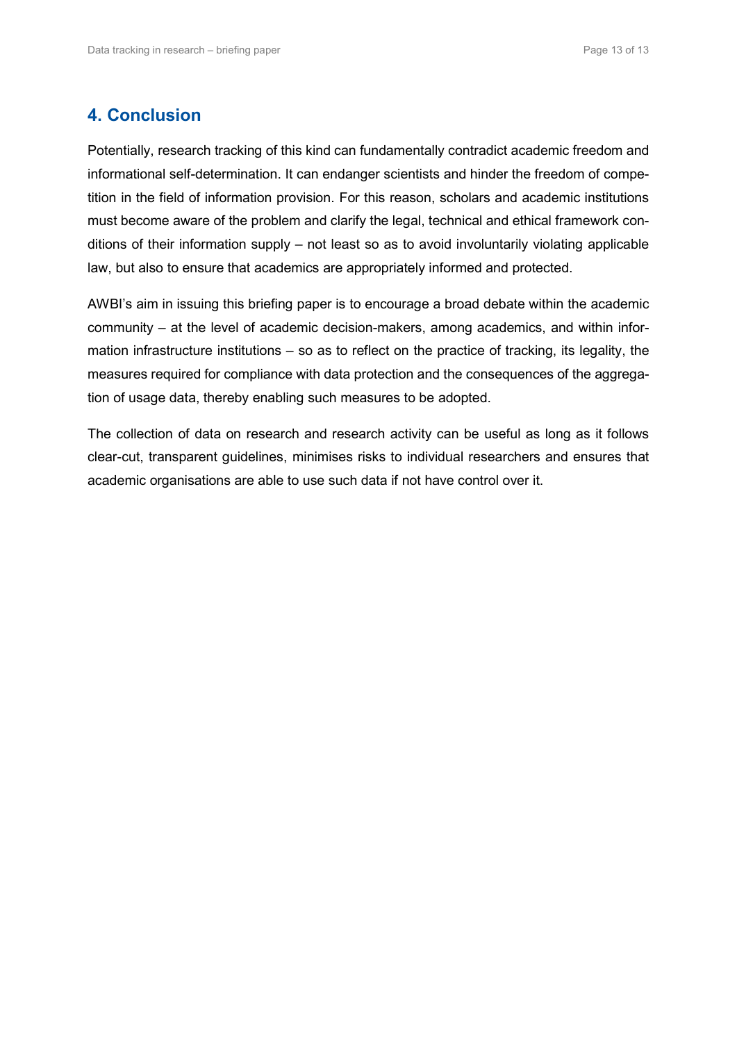## 4. Conclusion

Potentially, research tracking of this kind can fundamentally contradict academic freedom and informational self-determination. It can endanger scientists and hinder the freedom of competition in the field of information provision. For this reason, scholars and academic institutions must become aware of the problem and clarify the legal, technical and ethical framework conditions of their information supply – not least so as to avoid involuntarily violating applicable law, but also to ensure that academics are appropriately informed and protected.

AWBI's aim in issuing this briefing paper is to encourage a broad debate within the academic community – at the level of academic decision-makers, among academics, and within information infrastructure institutions – so as to reflect on the practice of tracking, its legality, the measures required for compliance with data protection and the consequences of the aggregation of usage data, thereby enabling such measures to be adopted.

The collection of data on research and research activity can be useful as long as it follows clear-cut, transparent guidelines, minimises risks to individual researchers and ensures that academic organisations are able to use such data if not have control over it.